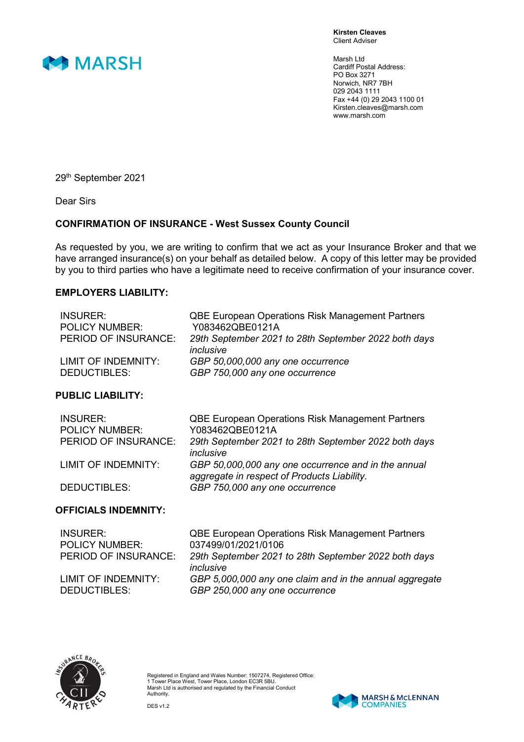**Kirsten Cleaves**
Client Adviser

Marsh Ltd
Cardiff Postal Address:
PO Box 3271
Norwich, NR7 7BH
029 2043 1111
Fax +44 (0) 29 2043 1100 01
Kirsten.cleaves@marsh.com
www.marsh.com

29th September 2021

Dear Sirs

**CONFIRMATION OF INSURANCE - West Sussex County Council**

As requested by you, we are writing to confirm that we act as your Insurance Broker and that we have arranged insurance(s) on your behalf as detailed below. A copy of this letter may be provided by you to third parties who have a legitimate need to receive confirmation of your insurance cover.

**EMPLOYERS LIABILITY:**

| | |
|---|---|
| INSURER: | QBE European Operations Risk Management Partners |
| POLICY NUMBER: | Y083462QBE0121A |
| PERIOD OF INSURANCE: | *29th September 2021 to 28th September 2022 both days inclusive* |
| LIMIT OF INDEMNITY: | *GBP 50,000,000 any one occurrence* |
| DEDUCTIBLES: | *GBP 750,000 any one occurrence* |

**PUBLIC LIABILITY:**

| | |
|---|---|
| INSURER: | QBE European Operations Risk Management Partners |
| POLICY NUMBER: | Y083462QBE0121A |
| PERIOD OF INSURANCE: | *29th September 2021 to 28th September 2022 both days inclusive* |
| LIMIT OF INDEMNITY: | *GBP 50,000,000 any one occurrence and in the annual aggregate in respect of Products Liability.* |
| DEDUCTIBLES: | *GBP 750,000 any one occurrence* |

**OFFICIALS INDEMNITY:**

| | |
|---|---|
| INSURER: | QBE European Operations Risk Management Partners |
| POLICY NUMBER: | 037499/01/2021/0106 |
| PERIOD OF INSURANCE: | *29th September 2021 to 28th September 2022 both days inclusive* |
| LIMIT OF INDEMNITY: | *GBP 5,000,000 any one claim and in the annual aggregate* |
| DEDUCTIBLES: | *GBP 250,000 any one occurrence* |

Registered in England and Wales Number: 1507274, Registered Office: 1 Tower Place West, Tower Place, London EC3R 5BU. Marsh Ltd is authorised and regulated by the Financial Conduct Authority.

DES v1.2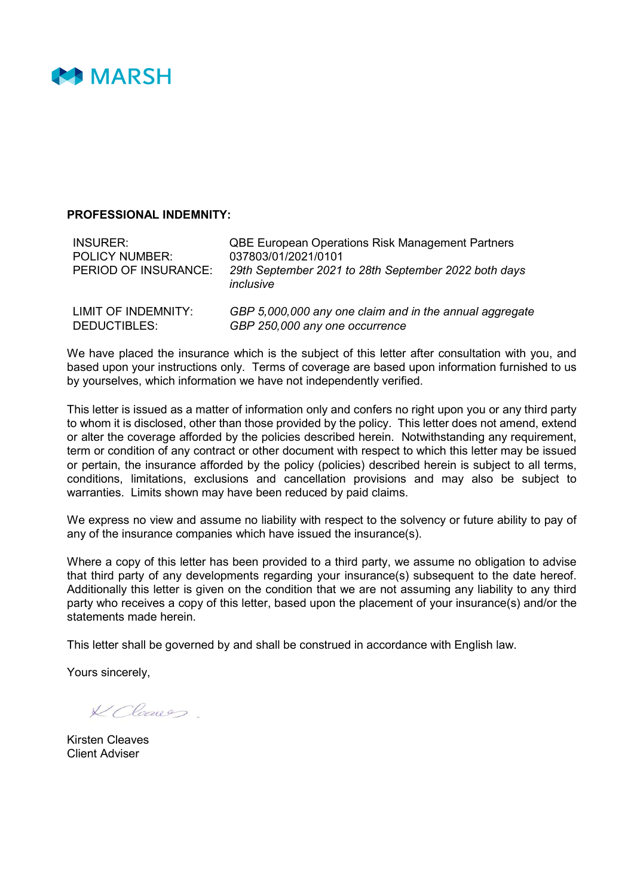MARSH

**PROFESSIONAL INDEMNITY:**

| | |
|---|---|
| INSURER: | QBE European Operations Risk Management Partners |
| POLICY NUMBER: | 037803/01/2021/0101 |
| PERIOD OF INSURANCE: | *29th September 2021 to 28th September 2022 both days inclusive* |
| LIMIT OF INDEMNITY: | *GBP 5,000,000 any one claim and in the annual aggregate* |
| DEDUCTIBLES: | *GBP 250,000 any one occurrence* |

We have placed the insurance which is the subject of this letter after consultation with you, and based upon your instructions only. Terms of coverage are based upon information furnished to us by yourselves, which information we have not independently verified.

This letter is issued as a matter of information only and confers no right upon you or any third party to whom it is disclosed, other than those provided by the policy. This letter does not amend, extend or alter the coverage afforded by the policies described herein. Notwithstanding any requirement, term or condition of any contract or other document with respect to which this letter may be issued or pertain, the insurance afforded by the policy (policies) described herein is subject to all terms, conditions, limitations, exclusions and cancellation provisions and may also be subject to warranties. Limits shown may have been reduced by paid claims.

We express no view and assume no liability with respect to the solvency or future ability to pay of any of the insurance companies which have issued the insurance(s).

Where a copy of this letter has been provided to a third party, we assume no obligation to advise that third party of any developments regarding your insurance(s) subsequent to the date hereof. Additionally this letter is given on the condition that we are not assuming any liability to any third party who receives a copy of this letter, based upon the placement of your insurance(s) and/or the statements made herein.

This letter shall be governed by and shall be construed in accordance with English law.

Yours sincerely,

K Cleaves

Kirsten Cleaves
Client Adviser